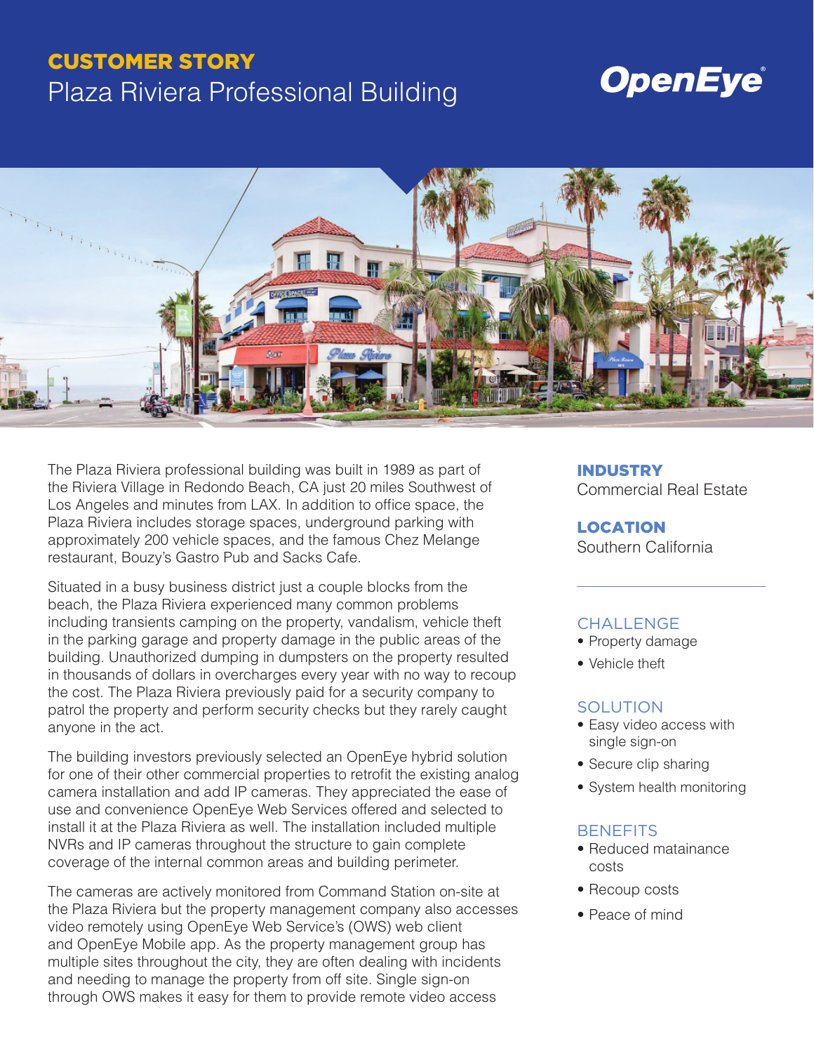**CUSTOMER STORY**

# Plaza Riviera Professional Building

OpenEye®

The Plaza Riviera professional building was built in 1989 as part of the Riviera Village in Redondo Beach, CA just 20 miles Southwest of Los Angeles and minutes from LAX. In addition to office space, the Plaza Riviera includes storage spaces, underground parking with approximately 200 vehicle spaces, and the famous Chez Melange restaurant, Bouzy's Gastro Pub and Sacks Cafe.

Situated in a busy business district just a couple blocks from the beach, the Plaza Riviera experienced many common problems including transients camping on the property, vandalism, vehicle theft in the parking garage and property damage in the public areas of the building. Unauthorized dumping in dumpsters on the property resulted in thousands of dollars in overcharges every year with no way to recoup the cost. The Plaza Riviera previously paid for a security company to patrol the property and perform security checks but they rarely caught anyone in the act.

The building investors previously selected an OpenEye hybrid solution for one of their other commercial properties to retrofit the existing analog camera installation and add IP cameras. They appreciated the ease of use and convenience OpenEye Web Services offered and selected to install it at the Plaza Riviera as well. The installation included multiple NVRs and IP cameras throughout the structure to gain complete coverage of the internal common areas and building perimeter.

The cameras are actively monitored from Command Station on-site at the Plaza Riviera but the property management company also accesses video remotely using OpenEye Web Service's (OWS) web client and OpenEye Mobile app. As the property management group has multiple sites throughout the city, they are often dealing with incidents and needing to manage the property from off site. Single sign-on through OWS makes it easy for them to provide remote video access

**INDUSTRY**
Commercial Real Estate

**LOCATION**
Southern California

---

### CHALLENGE

- Property damage
- Vehicle theft

### SOLUTION

- Easy video access with single sign-on
- Secure clip sharing
- System health monitoring

### BENEFITS

- Reduced matainance costs
- Recoup costs
- Peace of mind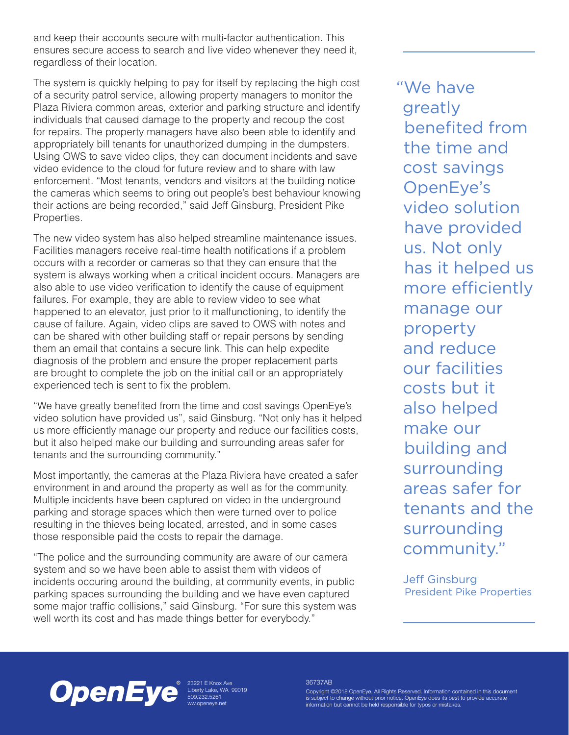and keep their accounts secure with multi-factor authentication. This ensures secure access to search and live video whenever they need it, regardless of their location.

The system is quickly helping to pay for itself by replacing the high cost of a security patrol service, allowing property managers to monitor the Plaza Riviera common areas, exterior and parking structure and identify individuals that caused damage to the property and recoup the cost for repairs. The property managers have also been able to identify and appropriately bill tenants for unauthorized dumping in the dumpsters. Using OWS to save video clips, they can document incidents and save video evidence to the cloud for future review and to share with law enforcement. "Most tenants, vendors and visitors at the building notice the cameras which seems to bring out people's best behaviour knowing their actions are being recorded," said Jeff Ginsburg, President Pike Properties.

The new video system has also helped streamline maintenance issues. Facilities managers receive real-time health notifications if a problem occurs with a recorder or cameras so that they can ensure that the system is always working when a critical incident occurs. Managers are also able to use video verification to identify the cause of equipment failures. For example, they are able to review video to see what happened to an elevator, just prior to it malfunctioning, to identify the cause of failure. Again, video clips are saved to OWS with notes and can be shared with other building staff or repair persons by sending them an email that contains a secure link. This can help expedite diagnosis of the problem and ensure the proper replacement parts are brought to complete the job on the initial call or an appropriately experienced tech is sent to fix the problem.

"We have greatly benefited from the time and cost savings OpenEye's video solution have provided us", said Ginsburg. "Not only has it helped us more efficiently manage our property and reduce our facilities costs, but it also helped make our building and surrounding areas safer for tenants and the surrounding community."

Most importantly, the cameras at the Plaza Riviera have created a safer environment in and around the property as well as for the community. Multiple incidents have been captured on video in the underground parking and storage spaces which then were turned over to police resulting in the thieves being located, arrested, and in some cases those responsible paid the costs to repair the damage.

"The police and the surrounding community are aware of our camera system and so we have been able to assist them with videos of incidents occuring around the building, at community events, in public parking spaces surrounding the building and we have even captured some major traffic collisions," said Ginsburg. "For sure this system was well worth its cost and has made things better for everybody."

> "We have greatly benefited from the time and cost savings OpenEye's video solution have provided us. Not only has it helped us more efficiently manage our property and reduce our facilities costs but it also helped make our building and surrounding areas safer for tenants and the surrounding community."
>
> Jeff Ginsburg
> President Pike Properties

**OpenEye**®

23221 E Knox Ave
Liberty Lake, WA 99019
509.232.5261
ww.openeye.net

36737AB

Copyright ©2018 OpenEye. All Rights Reserved. Information contained in this document is subject to change without prior notice. OpenEye does its best to provide accurate information but cannot be held responsible for typos or mistakes.